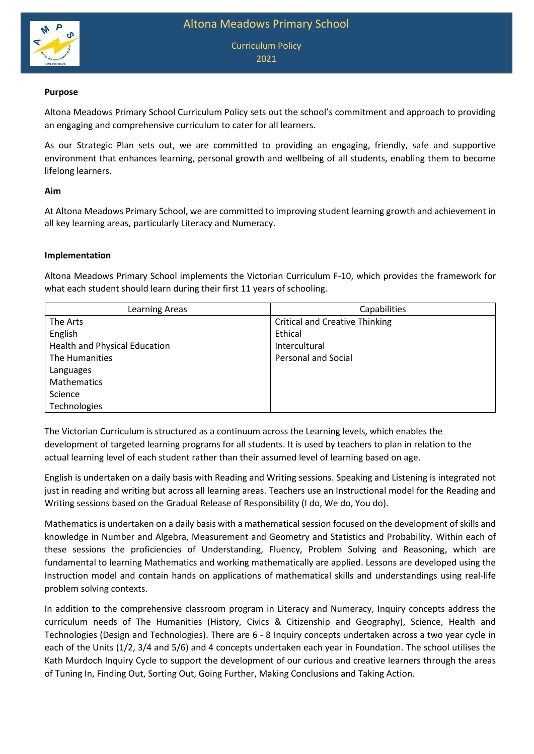# Altona Meadows Primary School

## Curriculum Policy 2021

**Purpose**

Altona Meadows Primary School Curriculum Policy sets out the school's commitment and approach to providing an engaging and comprehensive curriculum to cater for all learners.

As our Strategic Plan sets out, we are committed to providing an engaging, friendly, safe and supportive environment that enhances learning, personal growth and wellbeing of all students, enabling them to become lifelong learners.

**Aim**

At Altona Meadows Primary School, we are committed to improving student learning growth and achievement in all key learning areas, particularly Literacy and Numeracy.

**Implementation**

Altona Meadows Primary School implements the Victorian Curriculum F-10, which provides the framework for what each student should learn during their first 11 years of schooling.

| Learning Areas | Capabilities |
|---|---|
| The Arts | Critical and Creative Thinking |
| English | Ethical |
| Health and Physical Education | Intercultural |
| The Humanities | Personal and Social |
| Languages | |
| Mathematics | |
| Science | |
| Technologies | |

The Victorian Curriculum is structured as a continuum across the Learning levels, which enables the development of targeted learning programs for all students. It is used by teachers to plan in relation to the actual learning level of each student rather than their assumed level of learning based on age.

English is undertaken on a daily basis with Reading and Writing sessions. Speaking and Listening is integrated not just in reading and writing but across all learning areas. Teachers use an Instructional model for the Reading and Writing sessions based on the Gradual Release of Responsibility (I do, We do, You do).

Mathematics is undertaken on a daily basis with a mathematical session focused on the development of skills and knowledge in Number and Algebra, Measurement and Geometry and Statistics and Probability. Within each of these sessions the proficiencies of Understanding, Fluency, Problem Solving and Reasoning, which are fundamental to learning Mathematics and working mathematically are applied. Lessons are developed using the Instruction model and contain hands on applications of mathematical skills and understandings using real-life problem solving contexts.

In addition to the comprehensive classroom program in Literacy and Numeracy, Inquiry concepts address the curriculum needs of The Humanities (History, Civics & Citizenship and Geography), Science, Health and Technologies (Design and Technologies). There are 6 - 8 Inquiry concepts undertaken across a two year cycle in each of the Units (1/2, 3/4 and 5/6) and 4 concepts undertaken each year in Foundation. The school utilises the Kath Murdoch Inquiry Cycle to support the development of our curious and creative learners through the areas of Tuning In, Finding Out, Sorting Out, Going Further, Making Conclusions and Taking Action.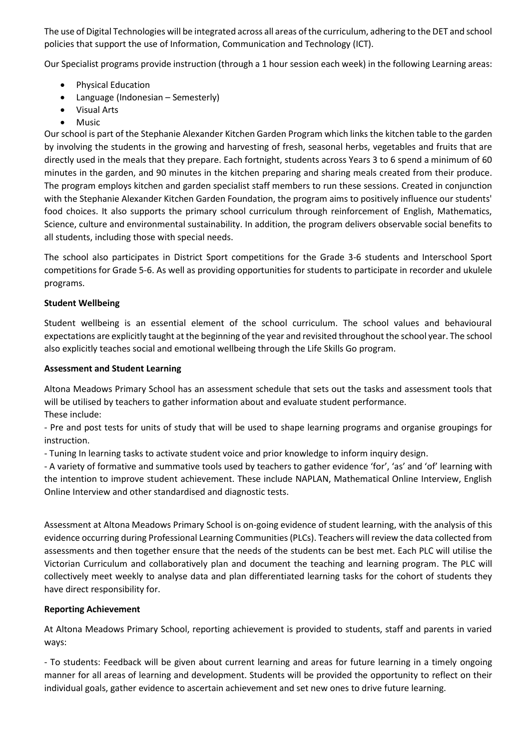The use of Digital Technologies will be integrated across all areas of the curriculum, adhering to the DET and school policies that support the use of Information, Communication and Technology (ICT).

Our Specialist programs provide instruction (through a 1 hour session each week) in the following Learning areas:

- Physical Education
- Language (Indonesian – Semesterly)
- Visual Arts
- Music

Our school is part of the Stephanie Alexander Kitchen Garden Program which links the kitchen table to the garden by involving the students in the growing and harvesting of fresh, seasonal herbs, vegetables and fruits that are directly used in the meals that they prepare. Each fortnight, students across Years 3 to 6 spend a minimum of 60 minutes in the garden, and 90 minutes in the kitchen preparing and sharing meals created from their produce. The program employs kitchen and garden specialist staff members to run these sessions. Created in conjunction with the Stephanie Alexander Kitchen Garden Foundation, the program aims to positively influence our students' food choices. It also supports the primary school curriculum through reinforcement of English, Mathematics, Science, culture and environmental sustainability. In addition, the program delivers observable social benefits to all students, including those with special needs.

The school also participates in District Sport competitions for the Grade 3-6 students and Interschool Sport competitions for Grade 5-6. As well as providing opportunities for students to participate in recorder and ukulele programs.

**Student Wellbeing**

Student wellbeing is an essential element of the school curriculum. The school values and behavioural expectations are explicitly taught at the beginning of the year and revisited throughout the school year. The school also explicitly teaches social and emotional wellbeing through the Life Skills Go program.

**Assessment and Student Learning**

Altona Meadows Primary School has an assessment schedule that sets out the tasks and assessment tools that will be utilised by teachers to gather information about and evaluate student performance.
These include:

- Pre and post tests for units of study that will be used to shape learning programs and organise groupings for instruction.

- Tuning In learning tasks to activate student voice and prior knowledge to inform inquiry design.

- A variety of formative and summative tools used by teachers to gather evidence 'for', 'as' and 'of' learning with the intention to improve student achievement. These include NAPLAN, Mathematical Online Interview, English Online Interview and other standardised and diagnostic tests.

Assessment at Altona Meadows Primary School is on-going evidence of student learning, with the analysis of this evidence occurring during Professional Learning Communities (PLCs). Teachers will review the data collected from assessments and then together ensure that the needs of the students can be best met. Each PLC will utilise the Victorian Curriculum and collaboratively plan and document the teaching and learning program. The PLC will collectively meet weekly to analyse data and plan differentiated learning tasks for the cohort of students they have direct responsibility for.

**Reporting Achievement**

At Altona Meadows Primary School, reporting achievement is provided to students, staff and parents in varied ways:

- To students: Feedback will be given about current learning and areas for future learning in a timely ongoing manner for all areas of learning and development. Students will be provided the opportunity to reflect on their individual goals, gather evidence to ascertain achievement and set new ones to drive future learning.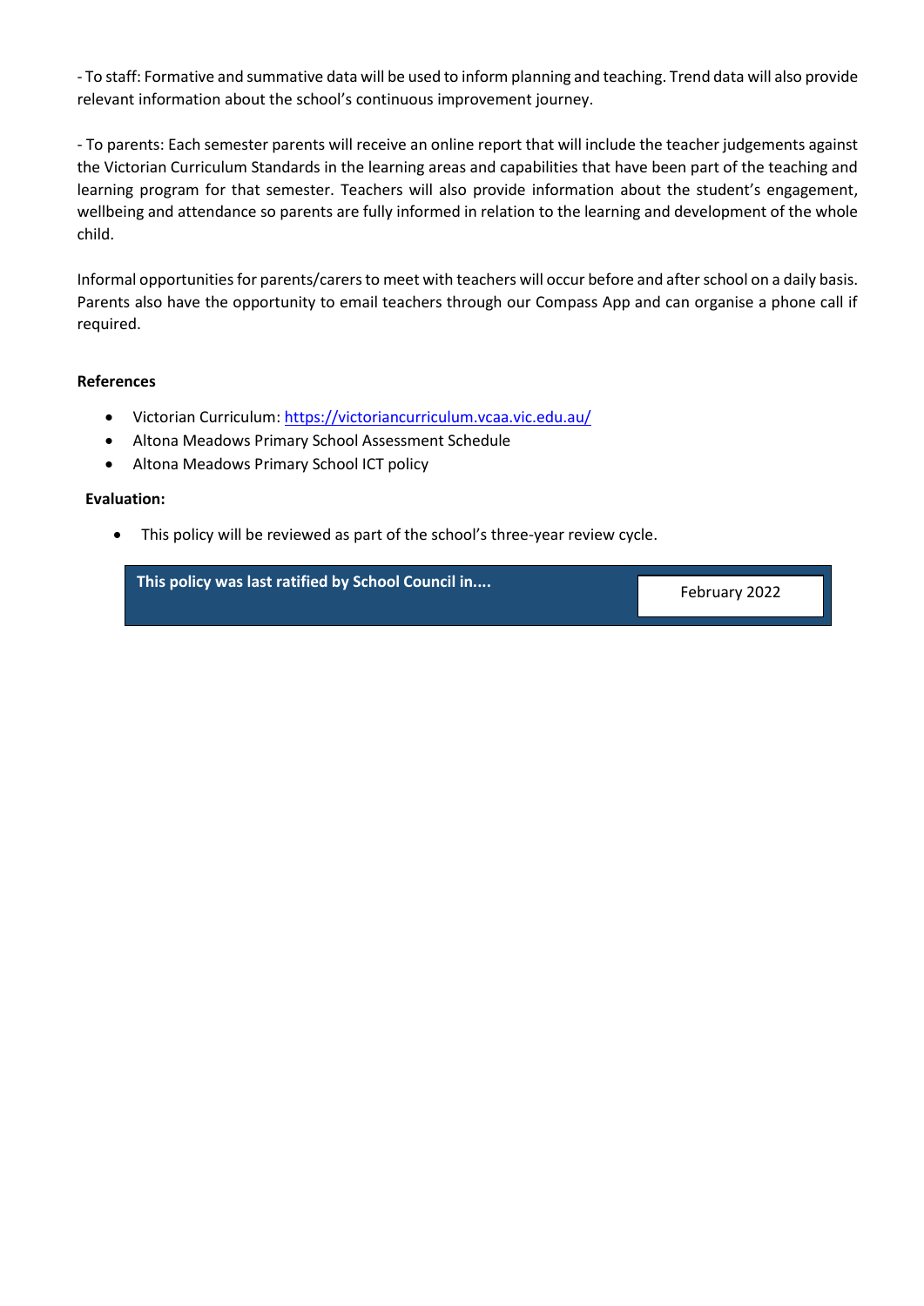- To staff: Formative and summative data will be used to inform planning and teaching. Trend data will also provide relevant information about the school's continuous improvement journey.

- To parents: Each semester parents will receive an online report that will include the teacher judgements against the Victorian Curriculum Standards in the learning areas and capabilities that have been part of the teaching and learning program for that semester. Teachers will also provide information about the student's engagement, wellbeing and attendance so parents are fully informed in relation to the learning and development of the whole child.

Informal opportunities for parents/carers to meet with teachers will occur before and after school on a daily basis. Parents also have the opportunity to email teachers through our Compass App and can organise a phone call if required.

**References**

- Victorian Curriculum: https://victoriancurriculum.vcaa.vic.edu.au/
- Altona Meadows Primary School Assessment Schedule
- Altona Meadows Primary School ICT policy

**Evaluation:**

- This policy will be reviewed as part of the school's three-year review cycle.

| | |
|---|---|
| **This policy was last ratified by School Council in....** | February 2022 |